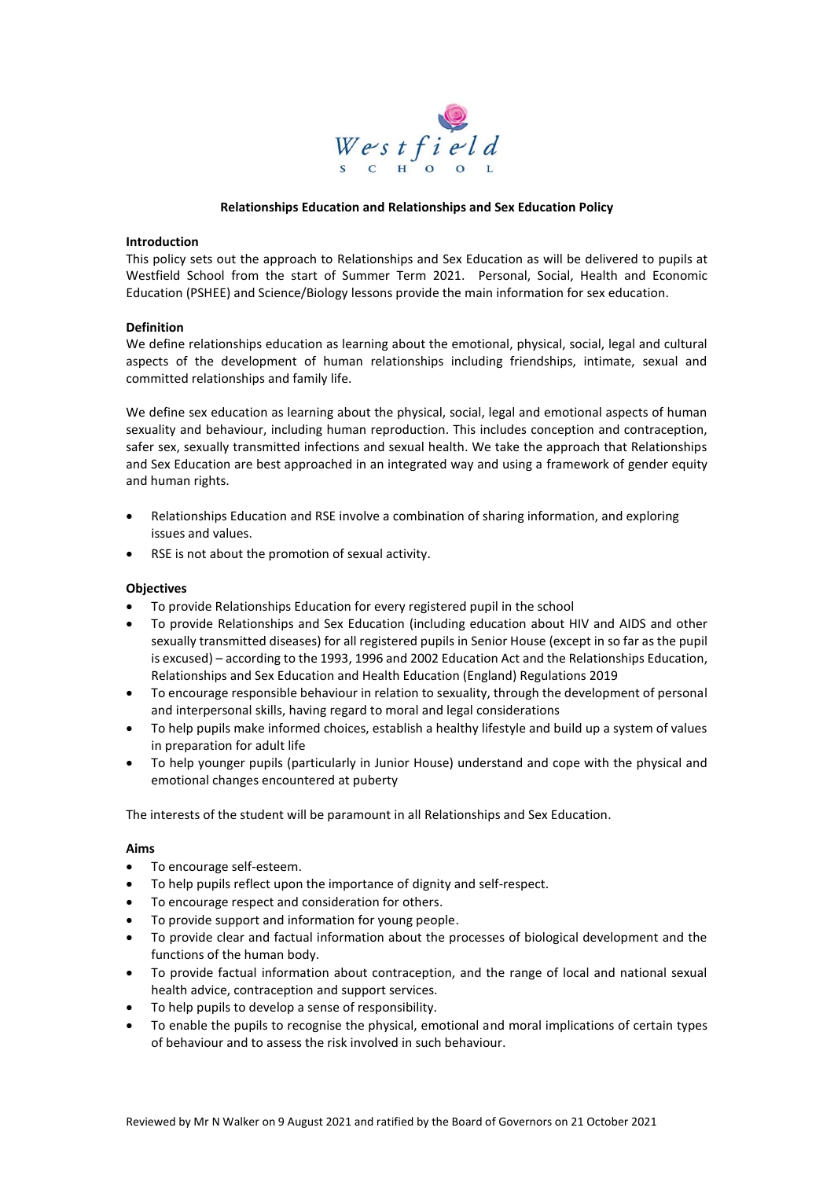# Relationships Education and Relationships and Sex Education Policy

## Introduction

This policy sets out the approach to Relationships and Sex Education as will be delivered to pupils at Westfield School from the start of Summer Term 2021. Personal, Social, Health and Economic Education (PSHEE) and Science/Biology lessons provide the main information for sex education.

## Definition

We define relationships education as learning about the emotional, physical, social, legal and cultural aspects of the development of human relationships including friendships, intimate, sexual and committed relationships and family life.

We define sex education as learning about the physical, social, legal and emotional aspects of human sexuality and behaviour, including human reproduction. This includes conception and contraception, safer sex, sexually transmitted infections and sexual health. We take the approach that Relationships and Sex Education are best approached in an integrated way and using a framework of gender equity and human rights.

- Relationships Education and RSE involve a combination of sharing information, and exploring issues and values.
- RSE is not about the promotion of sexual activity.

## Objectives

- To provide Relationships Education for every registered pupil in the school
- To provide Relationships and Sex Education (including education about HIV and AIDS and other sexually transmitted diseases) for all registered pupils in Senior House (except in so far as the pupil is excused) – according to the 1993, 1996 and 2002 Education Act and the Relationships Education, Relationships and Sex Education and Health Education (England) Regulations 2019
- To encourage responsible behaviour in relation to sexuality, through the development of personal and interpersonal skills, having regard to moral and legal considerations
- To help pupils make informed choices, establish a healthy lifestyle and build up a system of values in preparation for adult life
- To help younger pupils (particularly in Junior House) understand and cope with the physical and emotional changes encountered at puberty

The interests of the student will be paramount in all Relationships and Sex Education.

## Aims

- To encourage self-esteem.
- To help pupils reflect upon the importance of dignity and self-respect.
- To encourage respect and consideration for others.
- To provide support and information for young people.
- To provide clear and factual information about the processes of biological development and the functions of the human body.
- To provide factual information about contraception, and the range of local and national sexual health advice, contraception and support services.
- To help pupils to develop a sense of responsibility.
- To enable the pupils to recognise the physical, emotional and moral implications of certain types of behaviour and to assess the risk involved in such behaviour.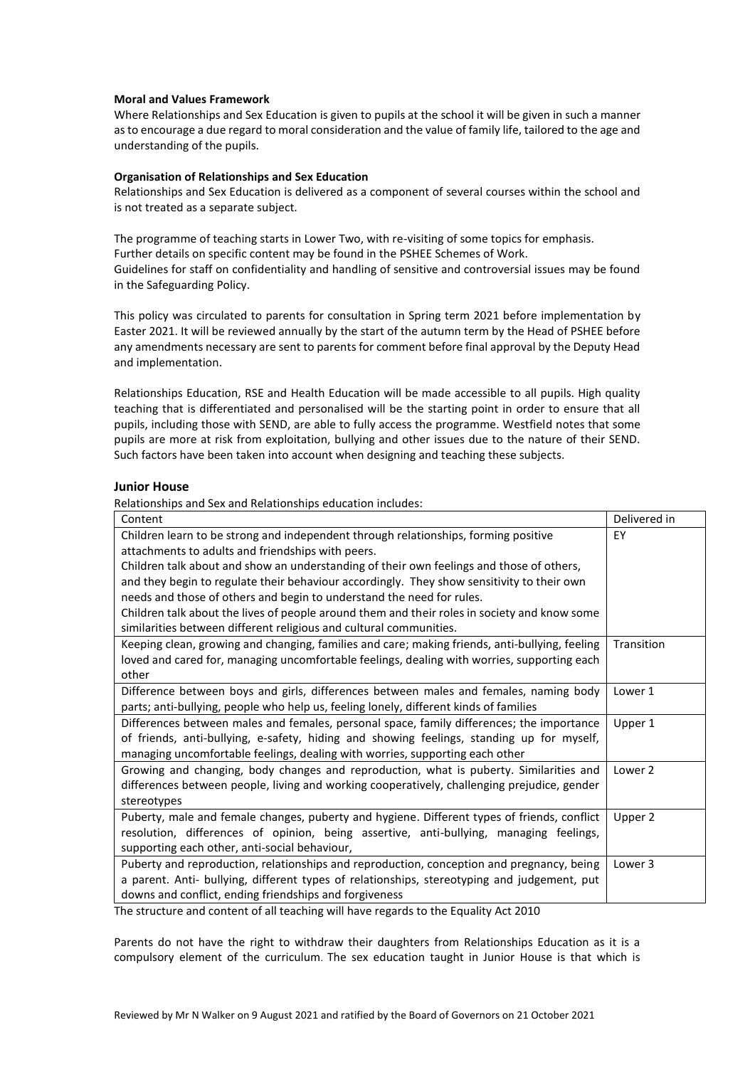**Moral and Values Framework**

Where Relationships and Sex Education is given to pupils at the school it will be given in such a manner as to encourage a due regard to moral consideration and the value of family life, tailored to the age and understanding of the pupils.

**Organisation of Relationships and Sex Education**

Relationships and Sex Education is delivered as a component of several courses within the school and is not treated as a separate subject.

The programme of teaching starts in Lower Two, with re-visiting of some topics for emphasis.
Further details on specific content may be found in the PSHEE Schemes of Work.
Guidelines for staff on confidentiality and handling of sensitive and controversial issues may be found in the Safeguarding Policy.

This policy was circulated to parents for consultation in Spring term 2021 before implementation by Easter 2021. It will be reviewed annually by the start of the autumn term by the Head of PSHEE before any amendments necessary are sent to parents for comment before final approval by the Deputy Head and implementation.

Relationships Education, RSE and Health Education will be made accessible to all pupils. High quality teaching that is differentiated and personalised will be the starting point in order to ensure that all pupils, including those with SEND, are able to fully access the programme. Westfield notes that some pupils are more at risk from exploitation, bullying and other issues due to the nature of their SEND. Such factors have been taken into account when designing and teaching these subjects.

## Junior House

Relationships and Sex and Relationships education includes:

| Content | Delivered in |
|---|---|
| Children learn to be strong and independent through relationships, forming positive attachments to adults and friendships with peers. Children talk about and show an understanding of their own feelings and those of others, and they begin to regulate their behaviour accordingly. They show sensitivity to their own needs and those of others and begin to understand the need for rules. Children talk about the lives of people around them and their roles in society and know some similarities between different religious and cultural communities. | EY |
| Keeping clean, growing and changing, families and care; making friends, anti-bullying, feeling loved and cared for, managing uncomfortable feelings, dealing with worries, supporting each other | Transition |
| Difference between boys and girls, differences between males and females, naming body parts; anti-bullying, people who help us, feeling lonely, different kinds of families | Lower 1 |
| Differences between males and females, personal space, family differences; the importance of friends, anti-bullying, e-safety, hiding and showing feelings, standing up for myself, managing uncomfortable feelings, dealing with worries, supporting each other | Upper 1 |
| Growing and changing, body changes and reproduction, what is puberty. Similarities and differences between people, living and working cooperatively, challenging prejudice, gender stereotypes | Lower 2 |
| Puberty, male and female changes, puberty and hygiene. Different types of friends, conflict resolution, differences of opinion, being assertive, anti-bullying, managing feelings, supporting each other, anti-social behaviour, | Upper 2 |
| Puberty and reproduction, relationships and reproduction, conception and pregnancy, being a parent. Anti- bullying, different types of relationships, stereotyping and judgement, put downs and conflict, ending friendships and forgiveness | Lower 3 |

The structure and content of all teaching will have regards to the Equality Act 2010

Parents do not have the right to withdraw their daughters from Relationships Education as it is a compulsory element of the curriculum. The sex education taught in Junior House is that which is

Reviewed by Mr N Walker on 9 August 2021 and ratified by the Board of Governors on 21 October 2021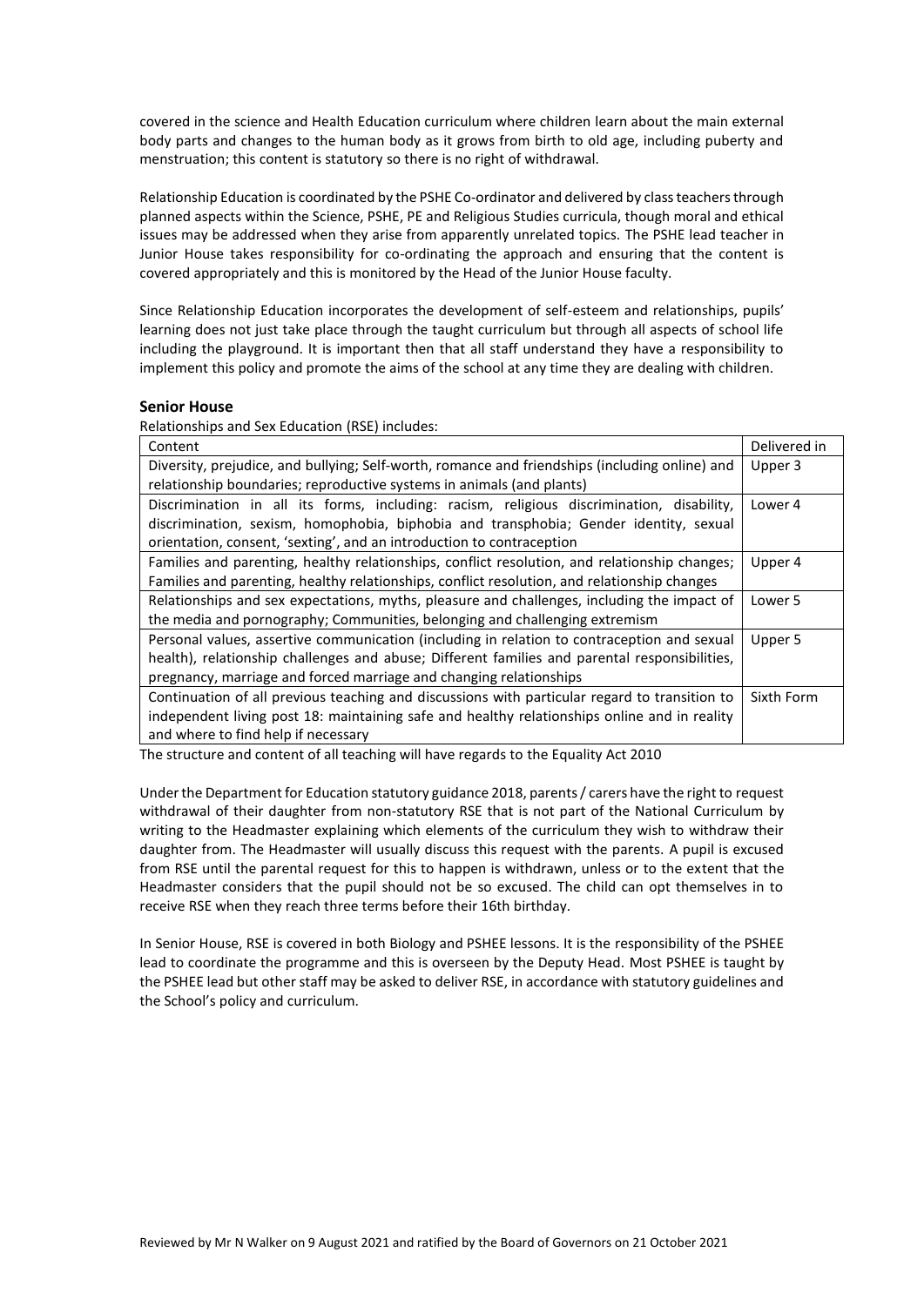covered in the science and Health Education curriculum where children learn about the main external body parts and changes to the human body as it grows from birth to old age, including puberty and menstruation; this content is statutory so there is no right of withdrawal.

Relationship Education is coordinated by the PSHE Co-ordinator and delivered by class teachers through planned aspects within the Science, PSHE, PE and Religious Studies curricula, though moral and ethical issues may be addressed when they arise from apparently unrelated topics. The PSHE lead teacher in Junior House takes responsibility for co-ordinating the approach and ensuring that the content is covered appropriately and this is monitored by the Head of the Junior House faculty.

Since Relationship Education incorporates the development of self-esteem and relationships, pupils' learning does not just take place through the taught curriculum but through all aspects of school life including the playground. It is important then that all staff understand they have a responsibility to implement this policy and promote the aims of the school at any time they are dealing with children.

### Senior House

Relationships and Sex Education (RSE) includes:

| Content | Delivered in |
|---|---|
| Diversity, prejudice, and bullying; Self-worth, romance and friendships (including online) and relationship boundaries; reproductive systems in animals (and plants) | Upper 3 |
| Discrimination in all its forms, including: racism, religious discrimination, disability, discrimination, sexism, homophobia, biphobia and transphobia; Gender identity, sexual orientation, consent, 'sexting', and an introduction to contraception | Lower 4 |
| Families and parenting, healthy relationships, conflict resolution, and relationship changes; Families and parenting, healthy relationships, conflict resolution, and relationship changes | Upper 4 |
| Relationships and sex expectations, myths, pleasure and challenges, including the impact of the media and pornography; Communities, belonging and challenging extremism | Lower 5 |
| Personal values, assertive communication (including in relation to contraception and sexual health), relationship challenges and abuse; Different families and parental responsibilities, pregnancy, marriage and forced marriage and changing relationships | Upper 5 |
| Continuation of all previous teaching and discussions with particular regard to transition to independent living post 18: maintaining safe and healthy relationships online and in reality and where to find help if necessary | Sixth Form |

The structure and content of all teaching will have regards to the Equality Act 2010

Under the Department for Education statutory guidance 2018, parents / carers have the right to request withdrawal of their daughter from non-statutory RSE that is not part of the National Curriculum by writing to the Headmaster explaining which elements of the curriculum they wish to withdraw their daughter from. The Headmaster will usually discuss this request with the parents. A pupil is excused from RSE until the parental request for this to happen is withdrawn, unless or to the extent that the Headmaster considers that the pupil should not be so excused. The child can opt themselves in to receive RSE when they reach three terms before their 16th birthday.

In Senior House, RSE is covered in both Biology and PSHEE lessons. It is the responsibility of the PSHEE lead to coordinate the programme and this is overseen by the Deputy Head. Most PSHEE is taught by the PSHEE lead but other staff may be asked to deliver RSE, in accordance with statutory guidelines and the School's policy and curriculum.